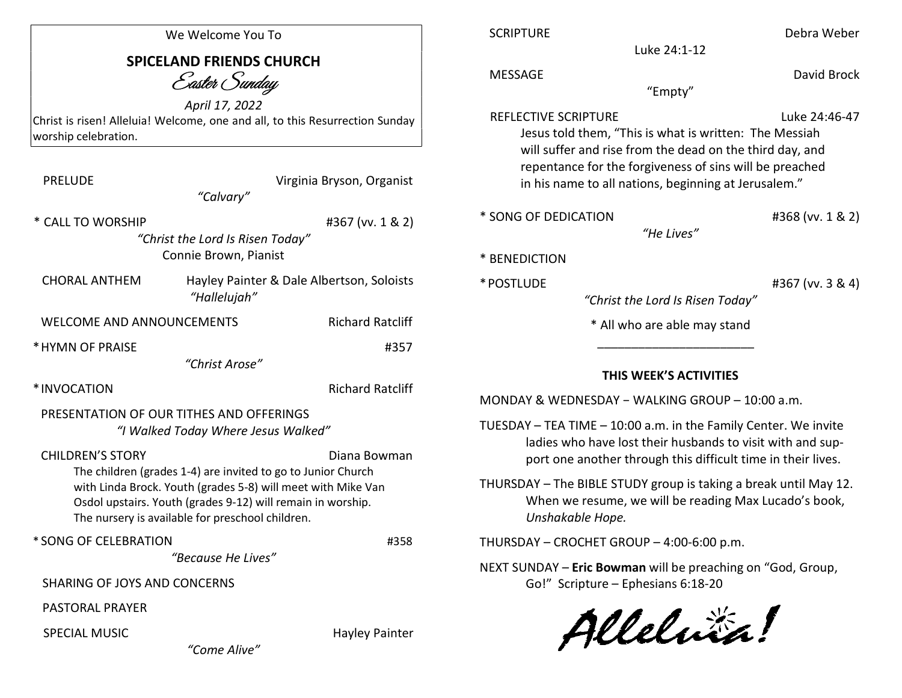We Welcome You To

# SPICELAND FRIENDS CHURCH

## *Easter Sunday*

*April 17, 2022*

Christ is risen! Alleluia! Welcome, one and all, to this Resurrection Sunday worship celebration.

PRELUDE — Virginia Bryson, Organist
*"Calvary"*

* CALL TO WORSHIP — #367 (vv. 1 & 2)
*"Christ the Lord Is Risen Today"*
Connie Brown, Pianist

CHORAL ANTHEM — Hayley Painter & Dale Albertson, Soloists
*"Hallelujah"*

WELCOME AND ANNOUNCEMENTS — Richard Ratcliff

* HYMN OF PRAISE — #357
*"Christ Arose"*

* INVOCATION — Richard Ratcliff

PRESENTATION OF OUR TITHES AND OFFERINGS
*"I Walked Today Where Jesus Walked"*

CHILDREN'S STORY — Diana Bowman
The children (grades 1-4) are invited to go to Junior Church with Linda Brock. Youth (grades 5-8) will meet with Mike Van Osdol upstairs. Youth (grades 9-12) will remain in worship. The nursery is available for preschool children.

* SONG OF CELEBRATION — #358
*"Because He Lives"*

SHARING OF JOYS AND CONCERNS

PASTORAL PRAYER

SPECIAL MUSIC — Hayley Painter
*"Come Alive"*

SCRIPTURE — Debra Weber
Luke 24:1-12

MESSAGE — David Brock
"Empty"

REFLECTIVE SCRIPTURE — Luke 24:46-47
Jesus told them, "This is what is written: The Messiah will suffer and rise from the dead on the third day, and repentance for the forgiveness of sins will be preached in his name to all nations, beginning at Jerusalem."

* SONG OF DEDICATION — #368 (vv. 1 & 2)
*"He Lives"*

* BENEDICTION

* POSTLUDE — #367 (vv. 3 & 4)
*"Christ the Lord Is Risen Today"*

* All who are able may stand

---

## THIS WEEK'S ACTIVITIES

MONDAY & WEDNESDAY – WALKING GROUP – 10:00 a.m.

TUESDAY – TEA TIME – 10:00 a.m. in the Family Center. We invite ladies who have lost their husbands to visit with and support one another through this difficult time in their lives.

THURSDAY – The BIBLE STUDY group is taking a break until May 12. When we resume, we will be reading Max Lucado's book, *Unshakable Hope.*

THURSDAY – CROCHET GROUP – 4:00-6:00 p.m.

NEXT SUNDAY – **Eric Bowman** will be preaching on "God, Group, Go!" Scripture – Ephesians 6:18-20

*Alleluia!*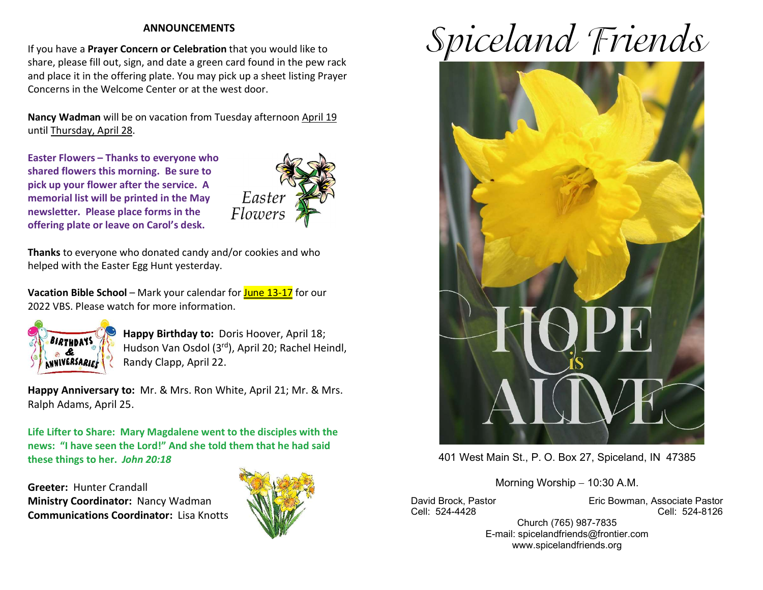## ANNOUNCEMENTS

If you have a **Prayer Concern or Celebration** that you would like to share, please fill out, sign, and date a green card found in the pew rack and place it in the offering plate. You may pick up a sheet listing Prayer Concerns in the Welcome Center or at the west door.

**Nancy Wadman** will be on vacation from Tuesday afternoon April 19 until Thursday, April 28.

**Easter Flowers – Thanks to everyone who shared flowers this morning. Be sure to pick up your flower after the service. A memorial list will be printed in the May newsletter. Please place forms in the offering plate or leave on Carol's desk.**

Easter Flowers

**Thanks** to everyone who donated candy and/or cookies and who helped with the Easter Egg Hunt yesterday.

**Vacation Bible School** – Mark your calendar for June 13-17 for our 2022 VBS. Please watch for more information.

BIRTHDAYS & ANNIVERSARIES

**Happy Birthday to:** Doris Hoover, April 18; Hudson Van Osdol (3rd), April 20; Rachel Heindl, Randy Clapp, April 22.

**Happy Anniversary to:** Mr. & Mrs. Ron White, April 21; Mr. & Mrs. Ralph Adams, April 25.

**Life Lifter to Share: Mary Magdalene went to the disciples with the news: "I have seen the Lord!" And she told them that he had said these things to her. *John 20:18***

**Greeter:** Hunter Crandall
**Ministry Coordinator:** Nancy Wadman
**Communications Coordinator:** Lisa Knotts

# *Spiceland Friends*

HOPE is ALIVE

401 West Main St., P. O. Box 27, Spiceland, IN 47385

Morning Worship – 10:30 A.M.

David Brock, Pastor
Cell: 524-4428

Eric Bowman, Associate Pastor
Cell: 524-8126

Church (765) 987-7835
E-mail: spicelandfriends@frontier.com
www.spicelandfriends.org